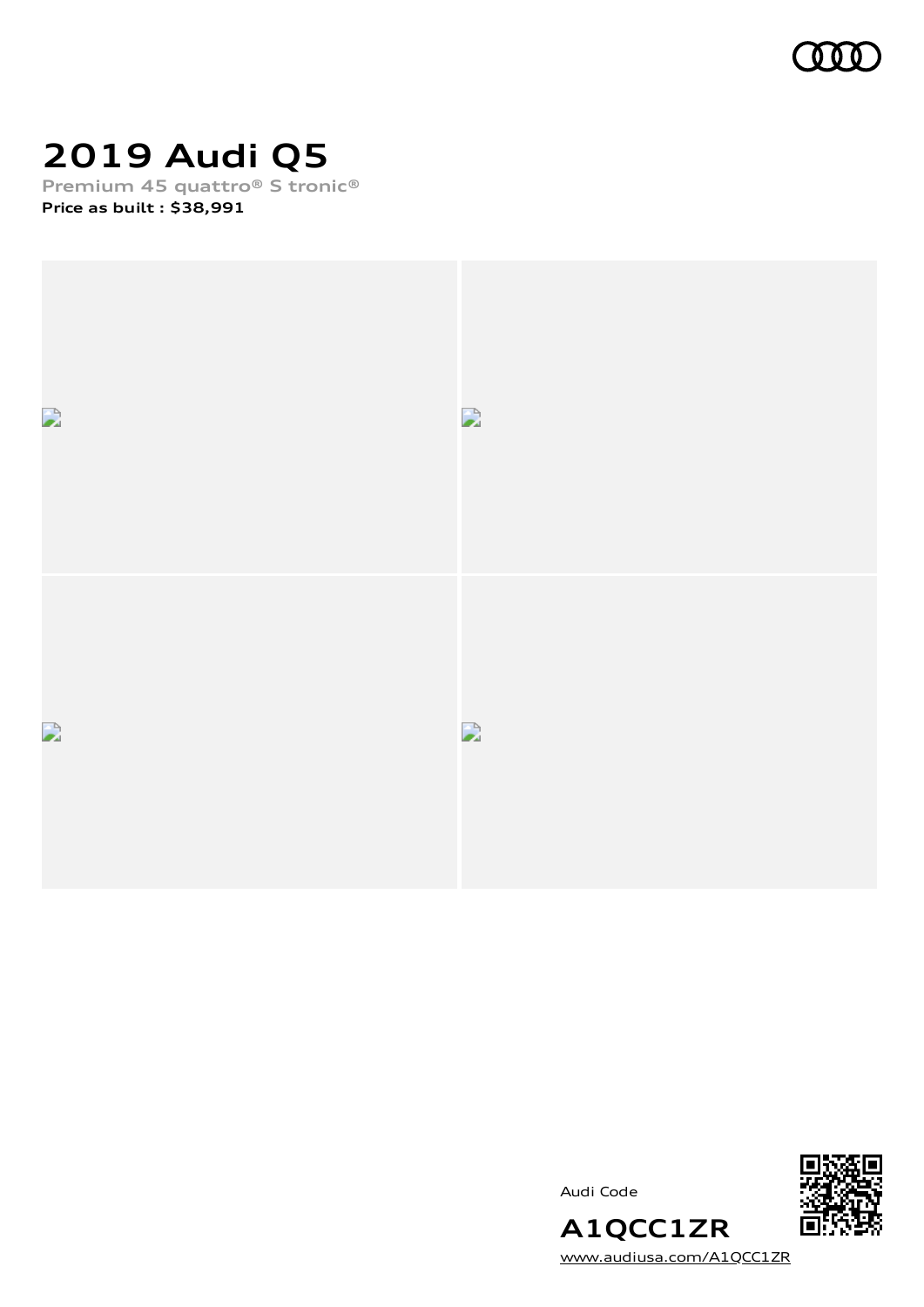# 2019 Audi Q5

Premium 45 quattro® S tronic®

**Price as built : $38,991**

Audi Code

**A1QCC1ZR**

www.audiusa.com/A1QCC1ZR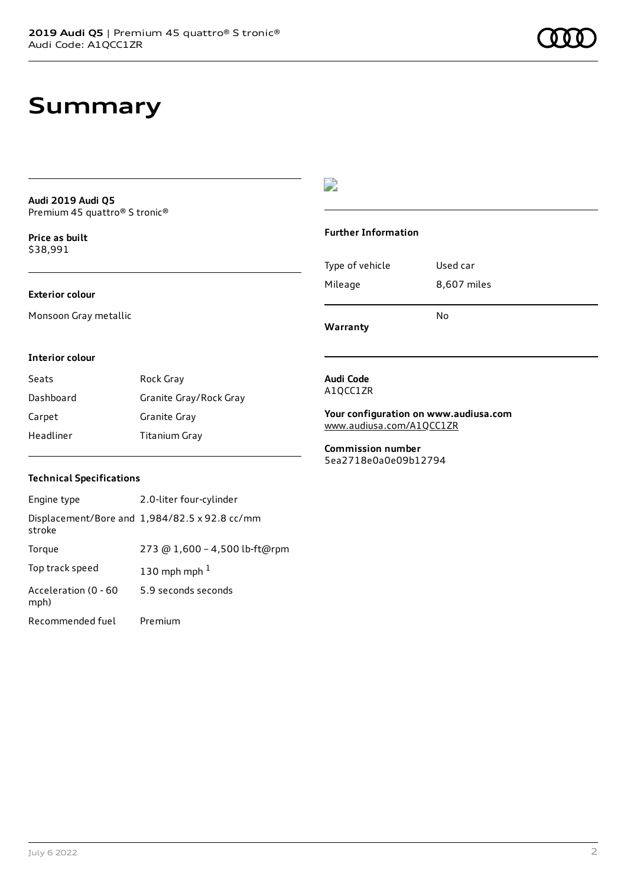# Summary

**Audi 2019 Audi Q5**
Premium 45 quattro® S tronic®

**Price as built**
$38,991

### Exterior colour

Monsoon Gray metallic

### Interior colour

| | |
|---|---|
| Seats | Rock Gray |
| Dashboard | Granite Gray/Rock Gray |
| Carpet | Granite Gray |
| Headliner | Titanium Gray |

### Technical Specifications

| | |
|---|---|
| Engine type | 2.0-liter four-cylinder |
| Displacement/Bore and stroke | 1,984/82.5 x 92.8 cc/mm |
| Torque | 273 @ 1,600 – 4,500 lb-ft@rpm |
| Top track speed | 130 mph mph [1] |
| Acceleration (0 - 60 mph) | 5.9 seconds seconds |
| Recommended fuel | Premium |

### Further Information

| | |
|---|---|
| Type of vehicle | Used car |
| Mileage | 8,607 miles |
| **Warranty** | No |

**Audi Code**
A1QCC1ZR

**Your configuration on www.audiusa.com**
www.audiusa.com/A1QCC1ZR

**Commission number**
5ea2718e0a0e09b12794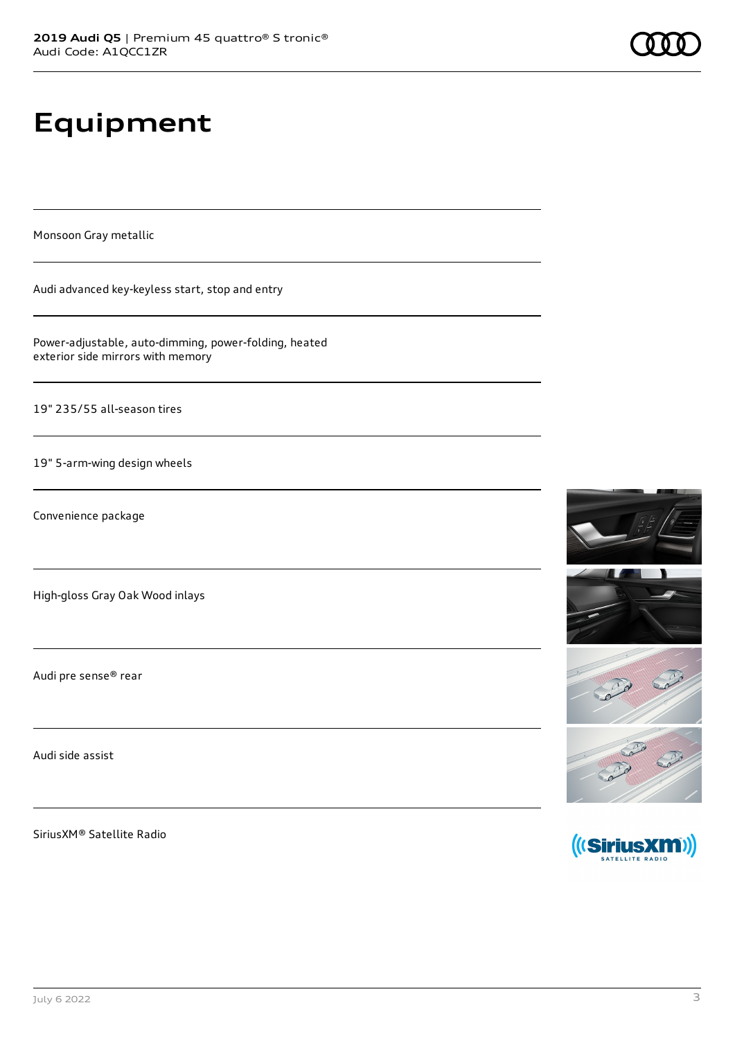# Equipment

Monsoon Gray metallic

Audi advanced key-keyless start, stop and entry

Power-adjustable, auto-dimming, power-folding, heated exterior side mirrors with memory

19" 235/55 all-season tires

19" 5-arm-wing design wheels

Convenience package

High-gloss Gray Oak Wood inlays

Audi pre sense® rear

Audi side assist

SiriusXM® Satellite Radio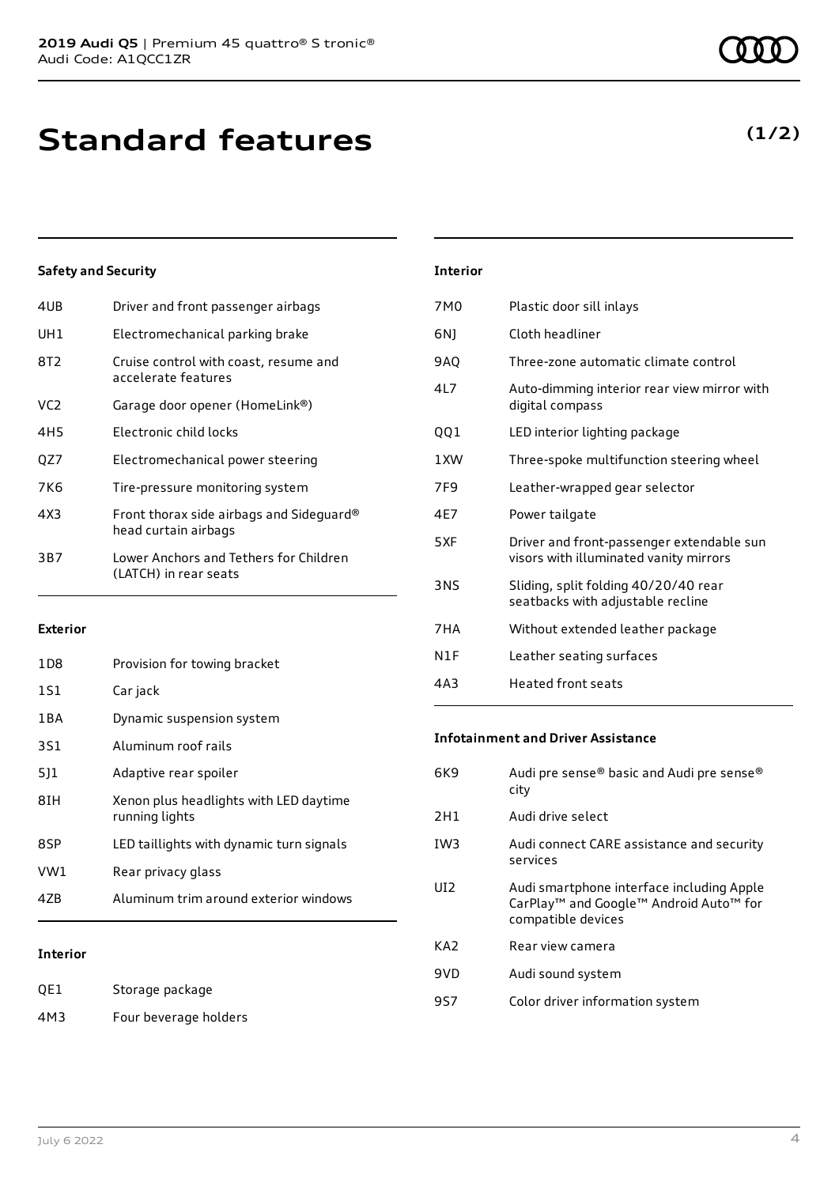# Standard features

**(1/2)**

### Safety and Security

| | |
|---|---|
| 4UB | Driver and front passenger airbags |
| UH1 | Electromechanical parking brake |
| 8T2 | Cruise control with coast, resume and accelerate features |
| VC2 | Garage door opener (HomeLink®) |
| 4H5 | Electronic child locks |
| QZ7 | Electromechanical power steering |
| 7K6 | Tire-pressure monitoring system |
| 4X3 | Front thorax side airbags and Sideguard® head curtain airbags |
| 3B7 | Lower Anchors and Tethers for Children (LATCH) in rear seats |

### Exterior

| | |
|---|---|
| 1D8 | Provision for towing bracket |
| 1S1 | Car jack |
| 1BA | Dynamic suspension system |
| 3S1 | Aluminum roof rails |
| 5J1 | Adaptive rear spoiler |
| 8IH | Xenon plus headlights with LED daytime running lights |
| 8SP | LED taillights with dynamic turn signals |
| VW1 | Rear privacy glass |
| 4ZB | Aluminum trim around exterior windows |

### Interior

| | |
|---|---|
| QE1 | Storage package |
| 4M3 | Four beverage holders |
| 7M0 | Plastic door sill inlays |
| 6NJ | Cloth headliner |
| 9AQ | Three-zone automatic climate control |
| 4L7 | Auto-dimming interior rear view mirror with digital compass |
| QQ1 | LED interior lighting package |
| 1XW | Three-spoke multifunction steering wheel |
| 7F9 | Leather-wrapped gear selector |
| 4E7 | Power tailgate |
| 5XF | Driver and front-passenger extendable sun visors with illuminated vanity mirrors |
| 3NS | Sliding, split folding 40/20/40 rear seatbacks with adjustable recline |
| 7HA | Without extended leather package |
| N1F | Leather seating surfaces |
| 4A3 | Heated front seats |

### Infotainment and Driver Assistance

| | |
|---|---|
| 6K9 | Audi pre sense® basic and Audi pre sense® city |
| 2H1 | Audi drive select |
| IW3 | Audi connect CARE assistance and security services |
| UI2 | Audi smartphone interface including Apple CarPlay™ and Google™ Android Auto™ for compatible devices |
| KA2 | Rear view camera |
| 9VD | Audi sound system |
| 9S7 | Color driver information system |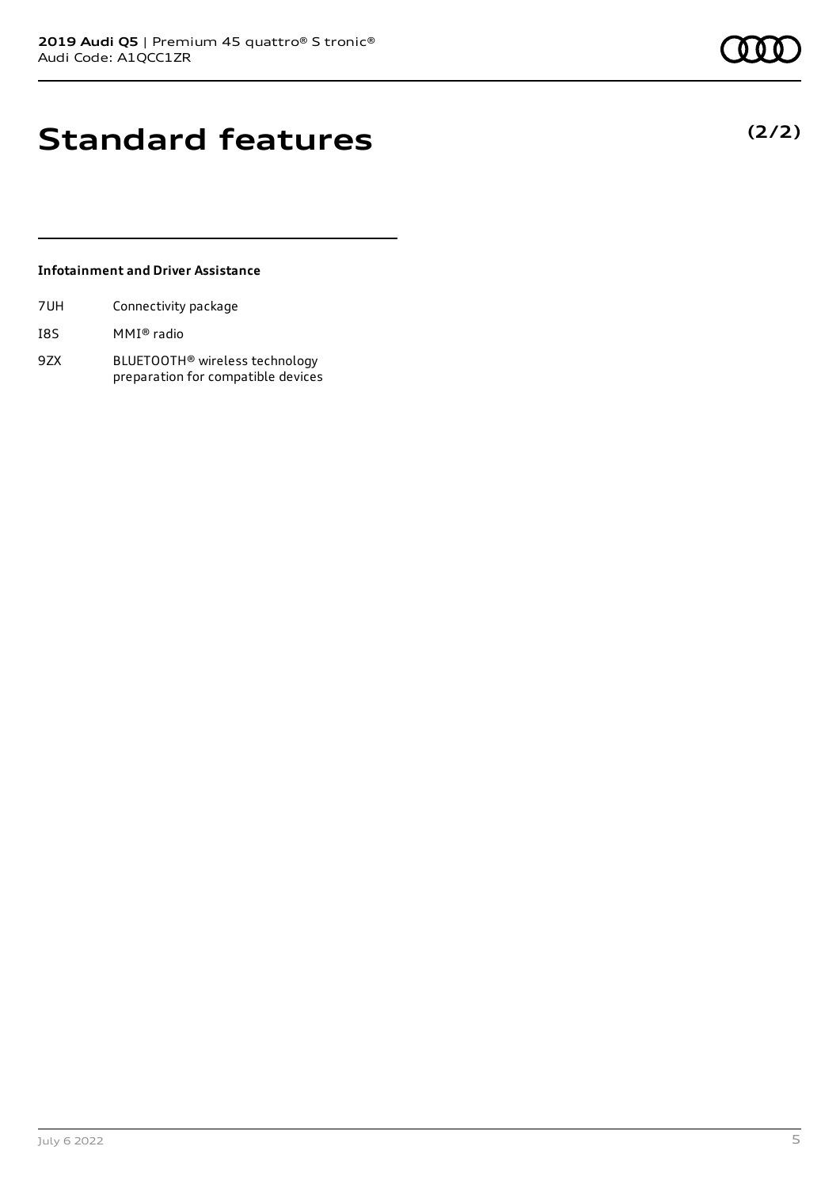# Standard features

**(2/2)**

### Infotainment and Driver Assistance

| | |
|---|---|
| 7UH | Connectivity package |
| I8S | MMI® radio |
| 9ZX | BLUETOOTH® wireless technology preparation for compatible devices |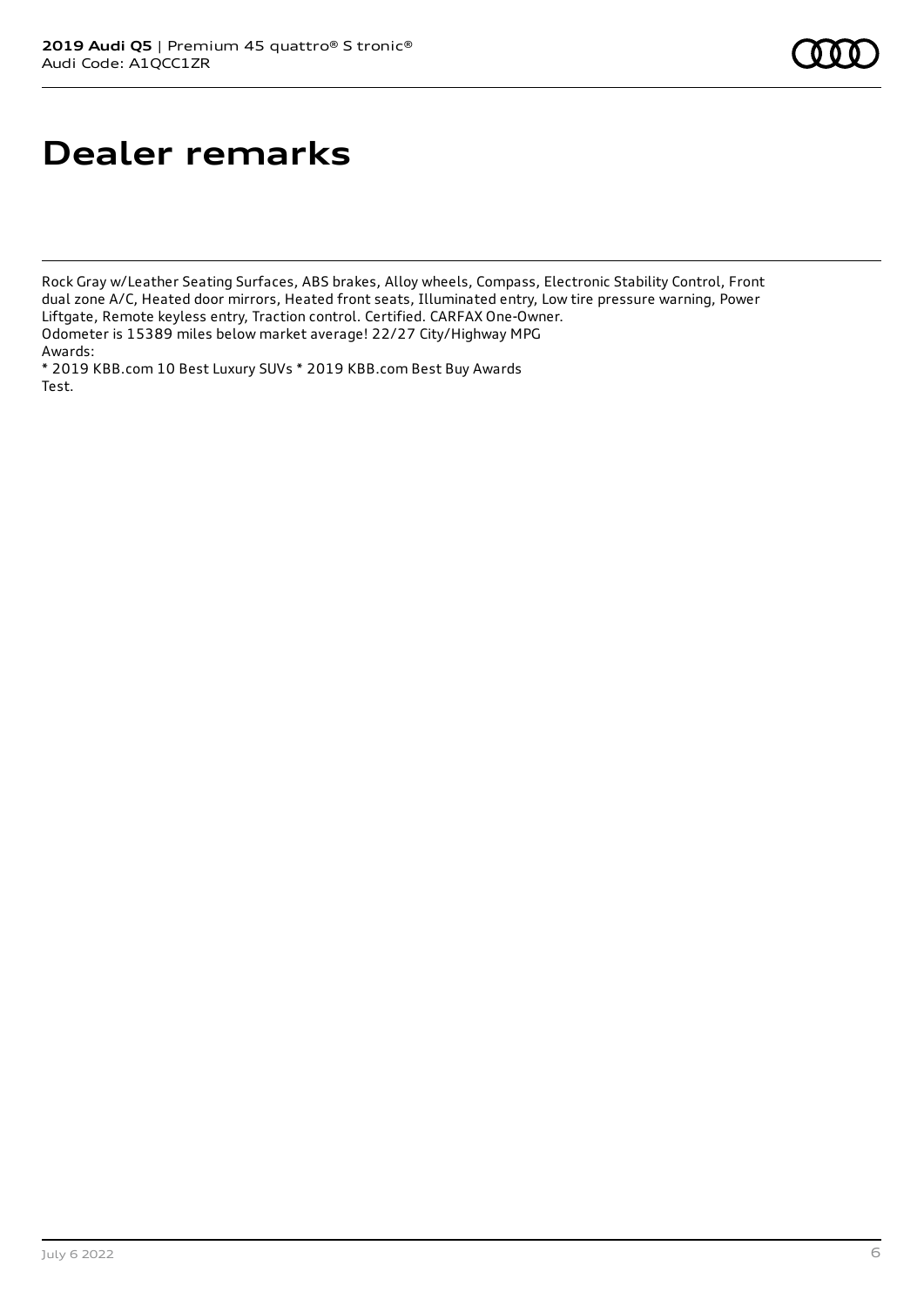# Dealer remarks

Rock Gray w/Leather Seating Surfaces, ABS brakes, Alloy wheels, Compass, Electronic Stability Control, Front dual zone A/C, Heated door mirrors, Heated front seats, Illuminated entry, Low tire pressure warning, Power Liftgate, Remote keyless entry, Traction control. Certified. CARFAX One-Owner.
Odometer is 15389 miles below market average! 22/27 City/Highway MPG
Awards:
* 2019 KBB.com 10 Best Luxury SUVs * 2019 KBB.com Best Buy Awards
Test.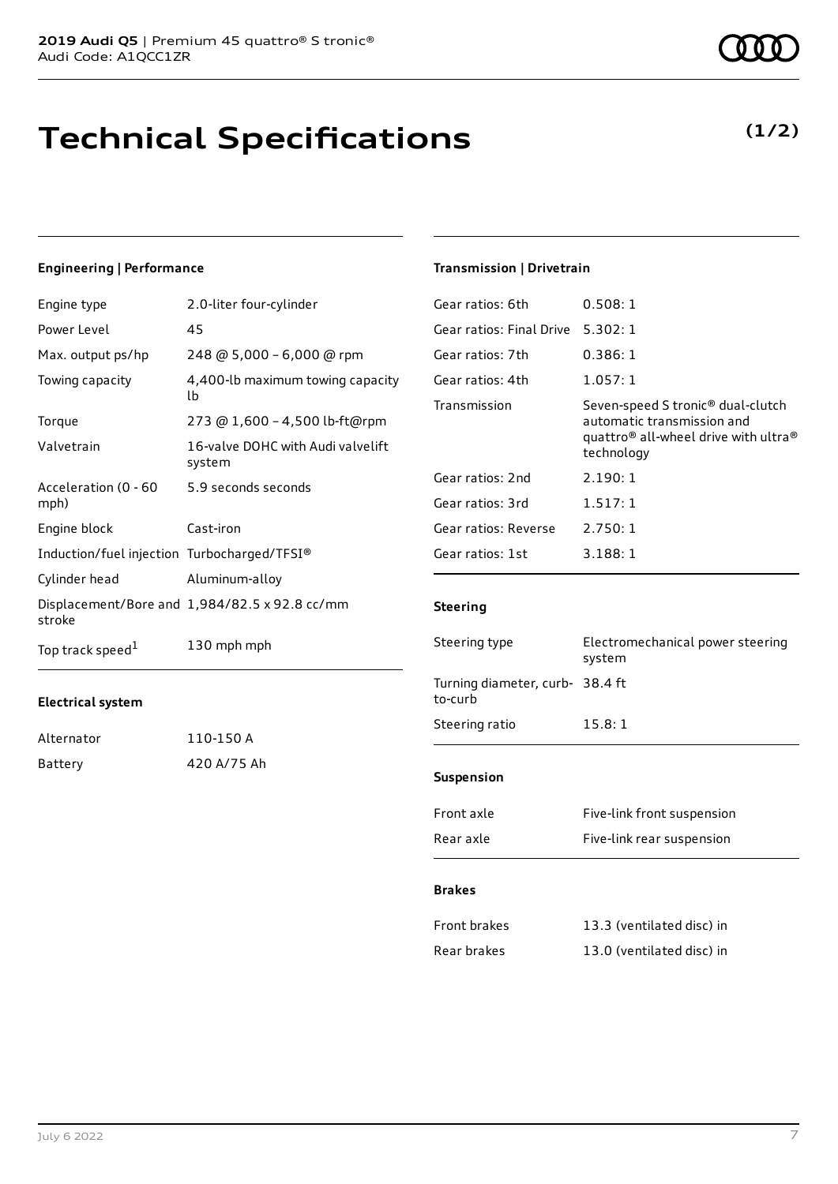# Technical Specifications

**(1/2)**

#### Engineering | Performance

| | |
|---|---|
| Engine type | 2.0-liter four-cylinder |
| Power Level | 45 |
| Max. output ps/hp | 248 @ 5,000 – 6,000 @ rpm |
| Towing capacity | 4,400-lb maximum towing capacity lb |
| Torque | 273 @ 1,600 – 4,500 lb-ft@rpm |
| Valvetrain | 16-valve DOHC with Audi valvelift system |
| Acceleration (0 - 60 mph) | 5.9 seconds seconds |
| Engine block | Cast-iron |
| Induction/fuel injection | Turbocharged/TFSI® |
| Cylinder head | Aluminum-alloy |
| Displacement/Bore and stroke | 1,984/82.5 x 92.8 cc/mm |
| Top track speed[1] | 130 mph mph |

#### Electrical system

| | |
|---|---|
| Alternator | 110-150 A |
| Battery | 420 A/75 Ah |

#### Transmission | Drivetrain

| | |
|---|---|
| Gear ratios: 6th | 0.508: 1 |
| Gear ratios: Final Drive | 5.302: 1 |
| Gear ratios: 7th | 0.386: 1 |
| Gear ratios: 4th | 1.057: 1 |
| Transmission | Seven-speed S tronic® dual-clutch automatic transmission and quattro® all-wheel drive with ultra® technology |
| Gear ratios: 2nd | 2.190: 1 |
| Gear ratios: 3rd | 1.517: 1 |
| Gear ratios: Reverse | 2.750: 1 |
| Gear ratios: 1st | 3.188: 1 |

#### Steering

| | |
|---|---|
| Steering type | Electromechanical power steering system |
| Turning diameter, curb-to-curb | 38.4 ft |
| Steering ratio | 15.8: 1 |

#### Suspension

| | |
|---|---|
| Front axle | Five-link front suspension |
| Rear axle | Five-link rear suspension |

#### Brakes

| | |
|---|---|
| Front brakes | 13.3 (ventilated disc) in |
| Rear brakes | 13.0 (ventilated disc) in |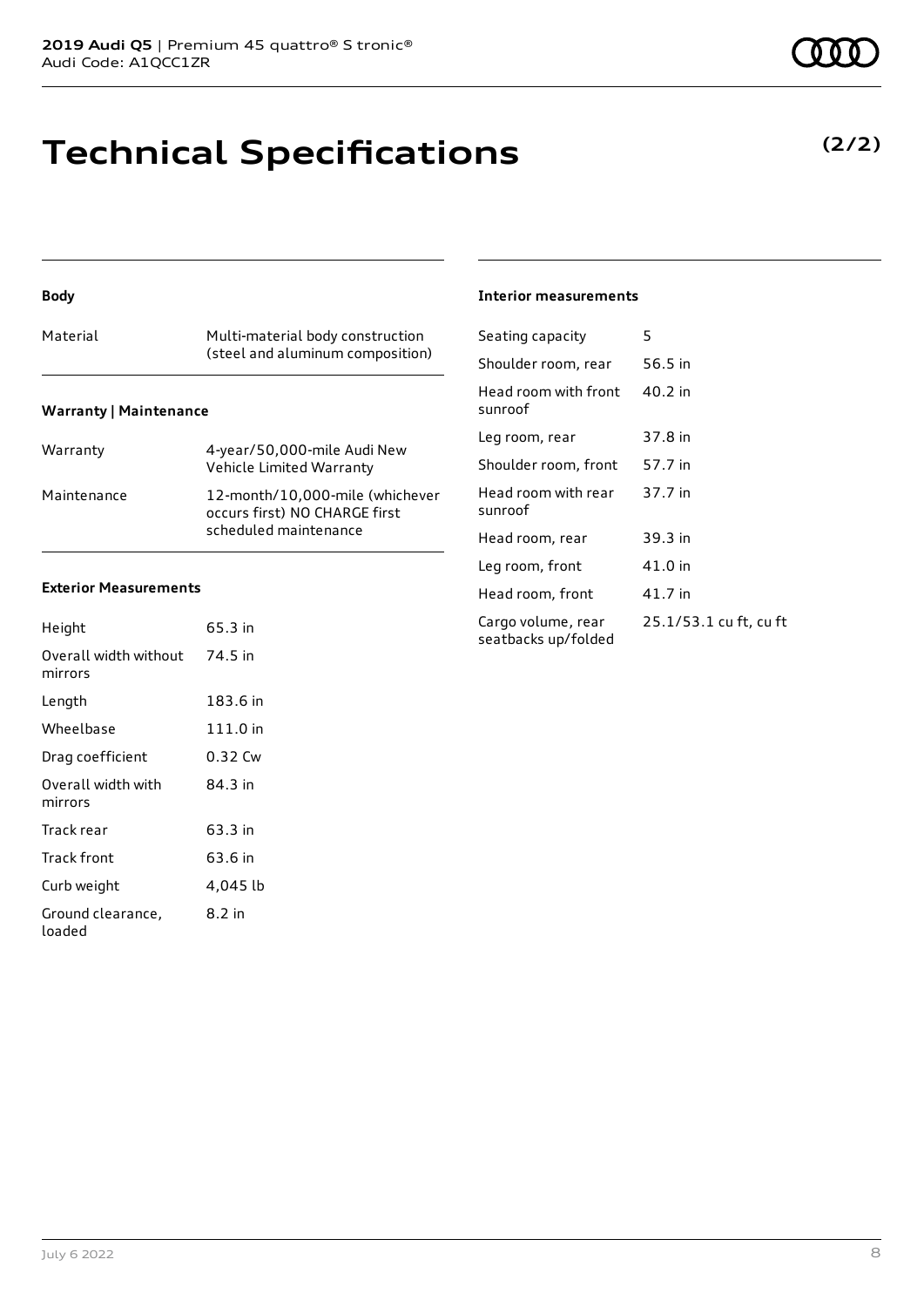# Technical Specifications

**(2/2)**

#### Body

| Material | Multi-material body construction (steel and aluminum composition) |
|---|---|

#### Warranty | Maintenance

| Warranty | 4-year/50,000-mile Audi New Vehicle Limited Warranty |
|---|---|
| Maintenance | 12-month/10,000-mile (whichever occurs first) NO CHARGE first scheduled maintenance |

#### Exterior Measurements

| Height | 65.3 in |
|---|---|
| Overall width without mirrors | 74.5 in |
| Length | 183.6 in |
| Wheelbase | 111.0 in |
| Drag coefficient | 0.32 Cw |
| Overall width with mirrors | 84.3 in |
| Track rear | 63.3 in |
| Track front | 63.6 in |
| Curb weight | 4,045 lb |
| Ground clearance, loaded | 8.2 in |

#### Interior measurements

| Seating capacity | 5 |
|---|---|
| Shoulder room, rear | 56.5 in |
| Head room with front sunroof | 40.2 in |
| Leg room, rear | 37.8 in |
| Shoulder room, front | 57.7 in |
| Head room with rear sunroof | 37.7 in |
| Head room, rear | 39.3 in |
| Leg room, front | 41.0 in |
| Head room, front | 41.7 in |
| Cargo volume, rear seatbacks up/folded | 25.1/53.1 cu ft, cu ft |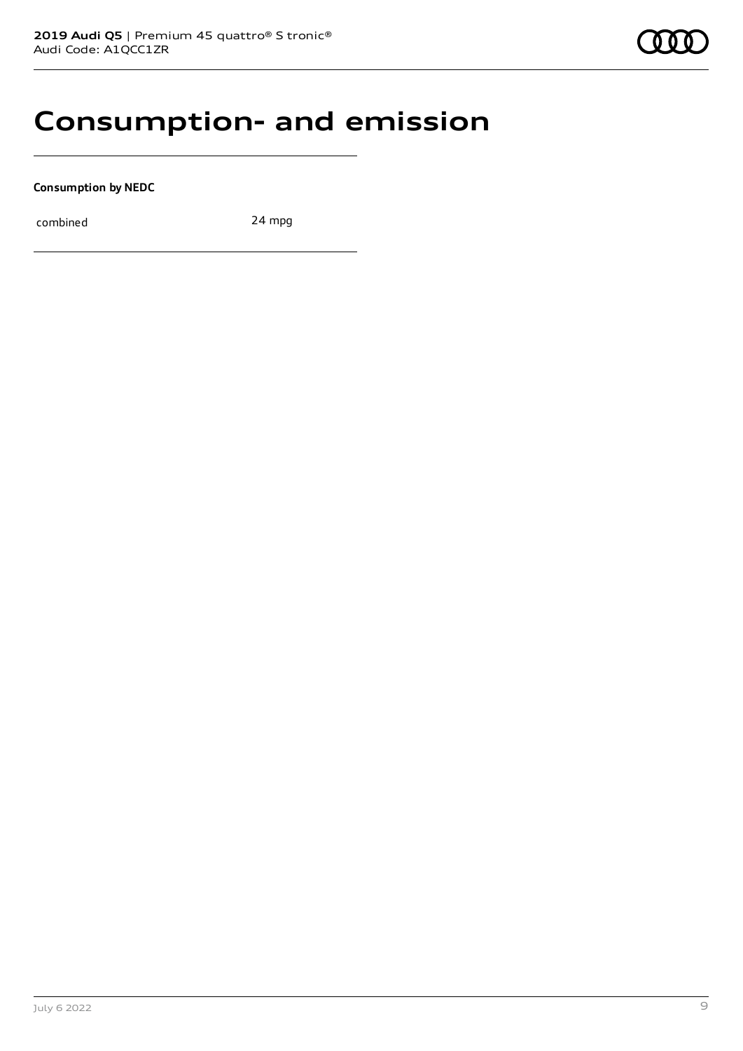# Consumption- and emission

**Consumption by NEDC**

| | |
|---|---|
| combined | 24 mpg |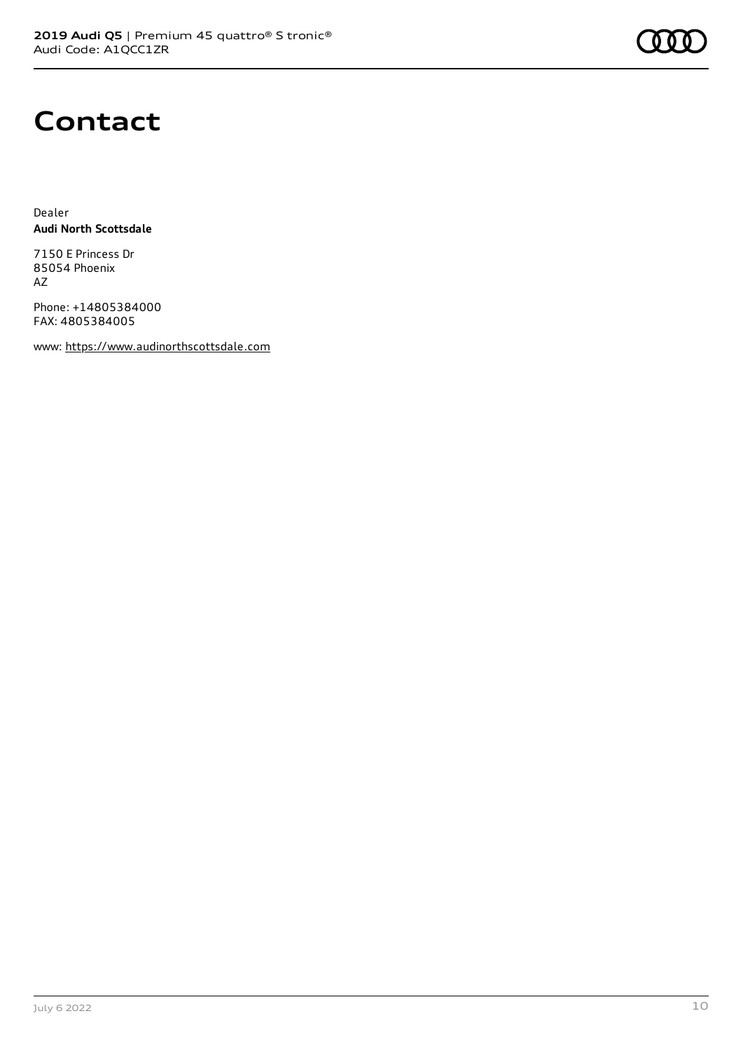# Contact

Dealer
**Audi North Scottsdale**

7150 E Princess Dr
85054 Phoenix
AZ

Phone: +14805384000
FAX: 4805384005

www: https://www.audinorthscottsdale.com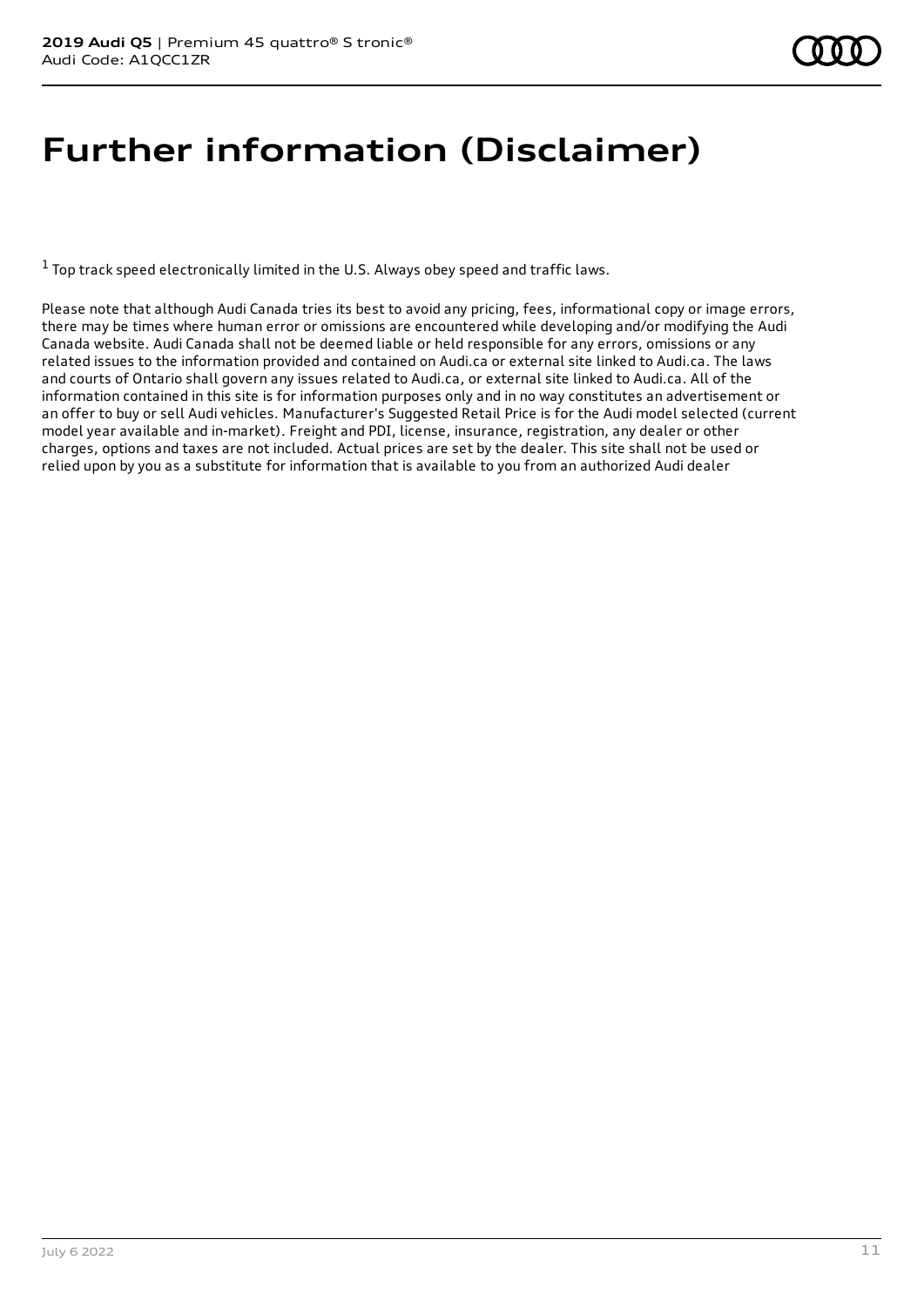# Further information (Disclaimer)

[1] Top track speed electronically limited in the U.S. Always obey speed and traffic laws.

Please note that although Audi Canada tries its best to avoid any pricing, fees, informational copy or image errors, there may be times where human error or omissions are encountered while developing and/or modifying the Audi Canada website. Audi Canada shall not be deemed liable or held responsible for any errors, omissions or any related issues to the information provided and contained on Audi.ca or external site linked to Audi.ca. The laws and courts of Ontario shall govern any issues related to Audi.ca, or external site linked to Audi.ca. All of the information contained in this site is for information purposes only and in no way constitutes an advertisement or an offer to buy or sell Audi vehicles. Manufacturer's Suggested Retail Price is for the Audi model selected (current model year available and in-market). Freight and PDI, license, insurance, registration, any dealer or other charges, options and taxes are not included. Actual prices are set by the dealer. This site shall not be used or relied upon by you as a substitute for information that is available to you from an authorized Audi dealer